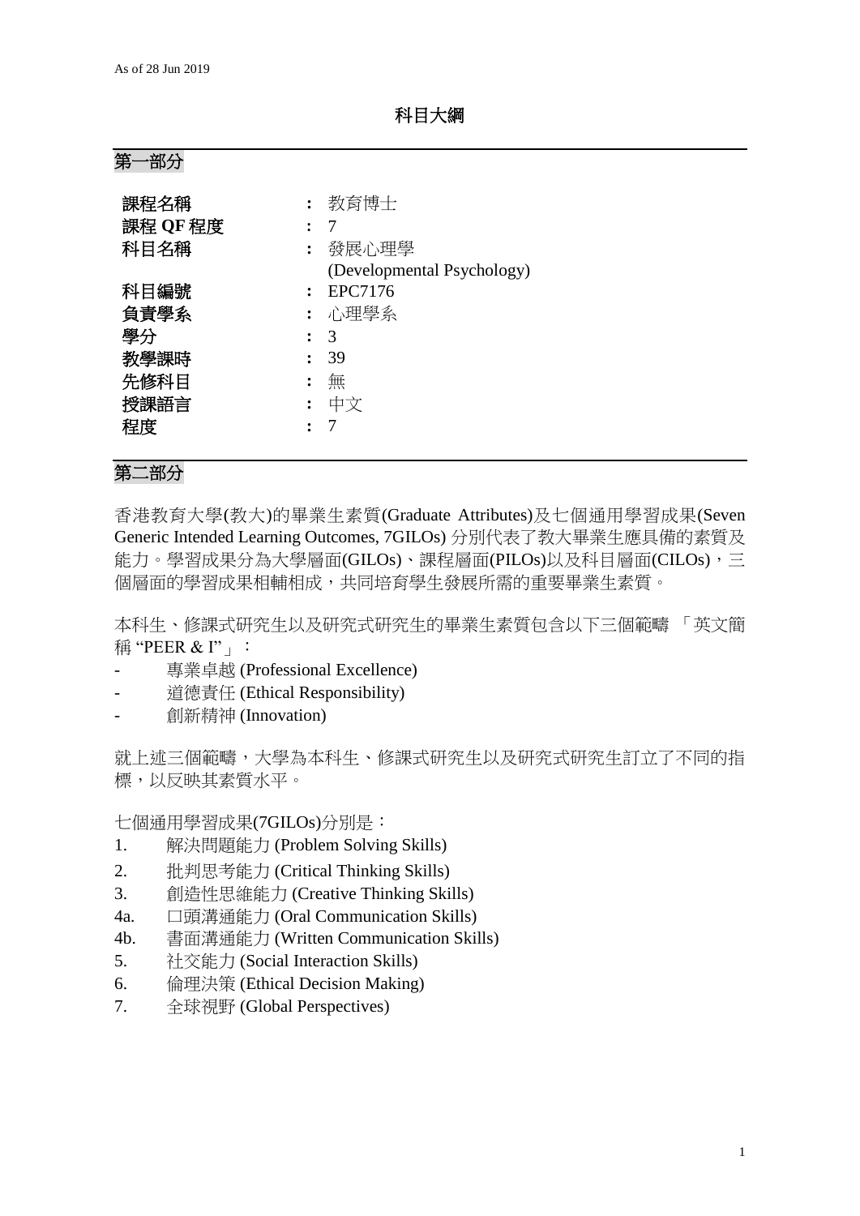As of 28 Jun 2019

# 科目大綱

## 第一部分

| | | |
|---|---|---|
| **課程名稱** | **:** | 教育博士 |
| **課程 QF 程度** | **:** | 7 |
| **科目名稱** | **:** | 發展心理學 (Developmental Psychology) |
| **科目編號** | **:** | EPC7176 |
| **負責學系** | **:** | 心理學系 |
| **學分** | **:** | 3 |
| **教學課時** | **:** | 39 |
| **先修科目** | **:** | 無 |
| **授課語言** | **:** | 中文 |
| **程度** | **:** | 7 |

## 第二部分

香港教育大學(教大)的畢業生素質(Graduate Attributes)及七個通用學習成果(Seven Generic Intended Learning Outcomes, 7GILOs) 分別代表了教大畢業生應具備的素質及能力。學習成果分為大學層面(GILOs)、課程層面(PILOs)以及科目層面(CILOs)，三個層面的學習成果相輔相成，共同培育學生發展所需的重要畢業生素質。

本科生、修課式研究生以及研究式研究生的畢業生素質包含以下三個範疇 「英文簡稱 "PEER & I"」：

- 專業卓越 (Professional Excellence)
- 道德責任 (Ethical Responsibility)
- 創新精神 (Innovation)

就上述三個範疇，大學為本科生、修課式研究生以及研究式研究生訂立了不同的指標，以反映其素質水平。

七個通用學習成果(7GILOs)分別是：

1. 解決問題能力 (Problem Solving Skills)
2. 批判思考能力 (Critical Thinking Skills)
3. 創造性思維能力 (Creative Thinking Skills)
4a. 口頭溝通能力 (Oral Communication Skills)
4b. 書面溝通能力 (Written Communication Skills)
5. 社交能力 (Social Interaction Skills)
6. 倫理決策 (Ethical Decision Making)
7. 全球視野 (Global Perspectives)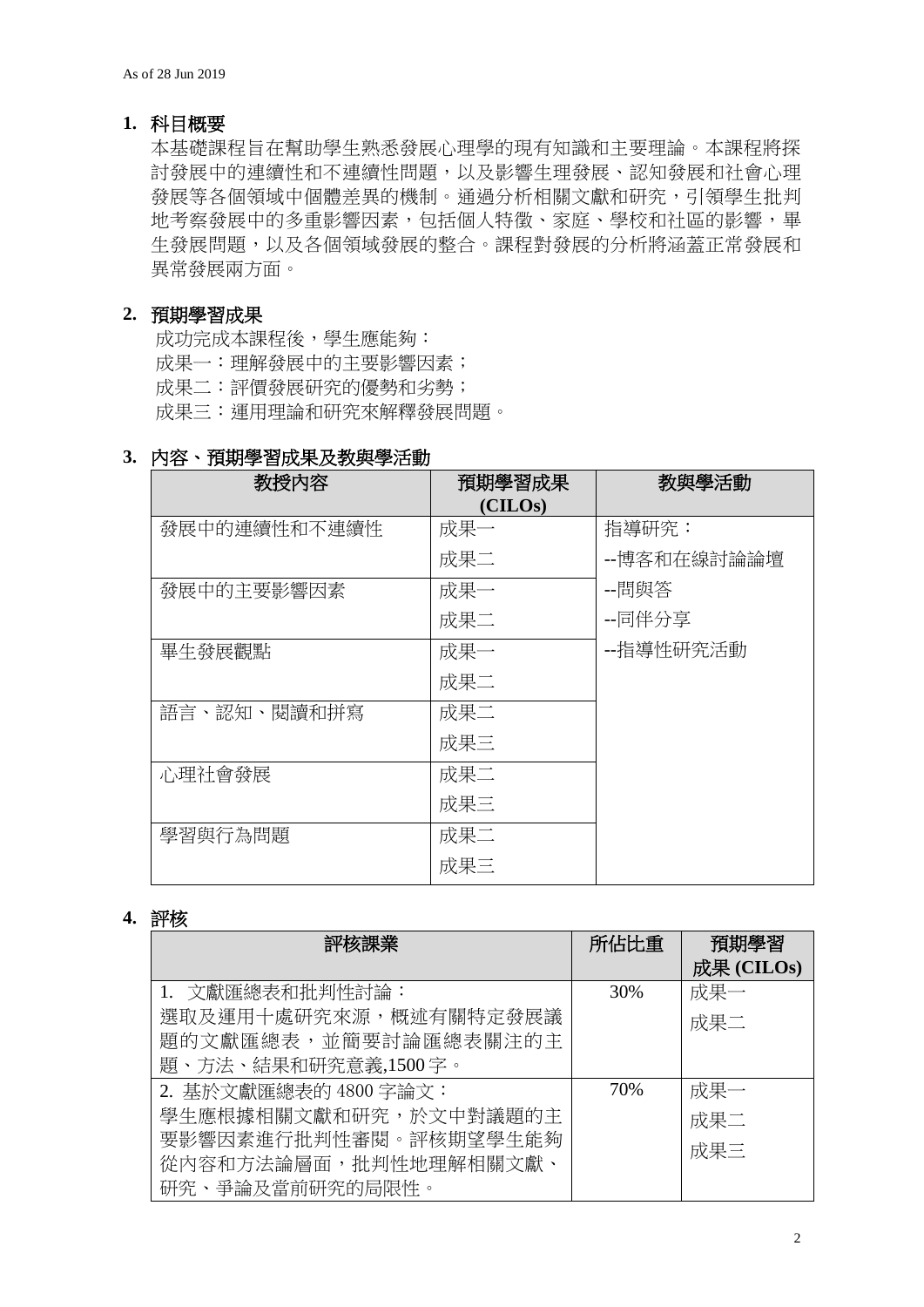As of 28 Jun 2019

## 1. 科目概要

本基礎課程旨在幫助學生熟悉發展心理學的現有知識和主要理論。本課程將探討發展中的連續性和不連續性問題，以及影響生理發展、認知發展和社會心理發展等各個領域中個體差異的機制。通過分析相關文獻和研究，引領學生批判地考察發展中的多重影響因素，包括個人特徵、家庭、學校和社區的影響，畢生發展問題，以及各個領域發展的整合。課程對發展的分析將涵蓋正常發展和異常發展兩方面。

## 2. 預期學習成果

成功完成本課程後，學生應能夠：

成果一：理解發展中的主要影響因素；

成果二：評價發展研究的優勢和劣勢；

成果三：運用理論和研究來解釋發展問題。

## 3. 內容、預期學習成果及教與學活動

| 教授內容 | 預期學習成果 (CILOs) | 教與學活動 |
|---|---|---|
| 發展中的連續性和不連續性 | 成果一<br>成果二 | 指導研究：<br>--博客和在線討論論壇<br>--問與答<br>--同伴分享<br>--指導性研究活動 |
| 發展中的主要影響因素 | 成果一<br>成果二 | |
| 畢生發展觀點 | 成果一<br>成果二 | |
| 語言、認知、閱讀和拼寫 | 成果二<br>成果三 | |
| 心理社會發展 | 成果二<br>成果三 | |
| 學習與行為問題 | 成果二<br>成果三 | |

## 4. 評核

| 評核課業 | 所佔比重 | 預期學習成果 (CILOs) |
|---|---|---|
| 1. 文獻匯總表和批判性討論：<br>選取及運用十處研究來源，概述有關特定發展議題的文獻匯總表，並簡要討論匯總表關注的主題、方法、結果和研究意義,1500 字。 | 30% | 成果一<br>成果二 |
| 2. 基於文獻匯總表的 4800 字論文：<br>學生應根據相關文獻和研究，於文中對議題的主要影響因素進行批判性審閱。評核期望學生能夠從內容和方法論層面，批判性地理解相關文獻、研究、爭論及當前研究的局限性。 | 70% | 成果一<br>成果二<br>成果三 |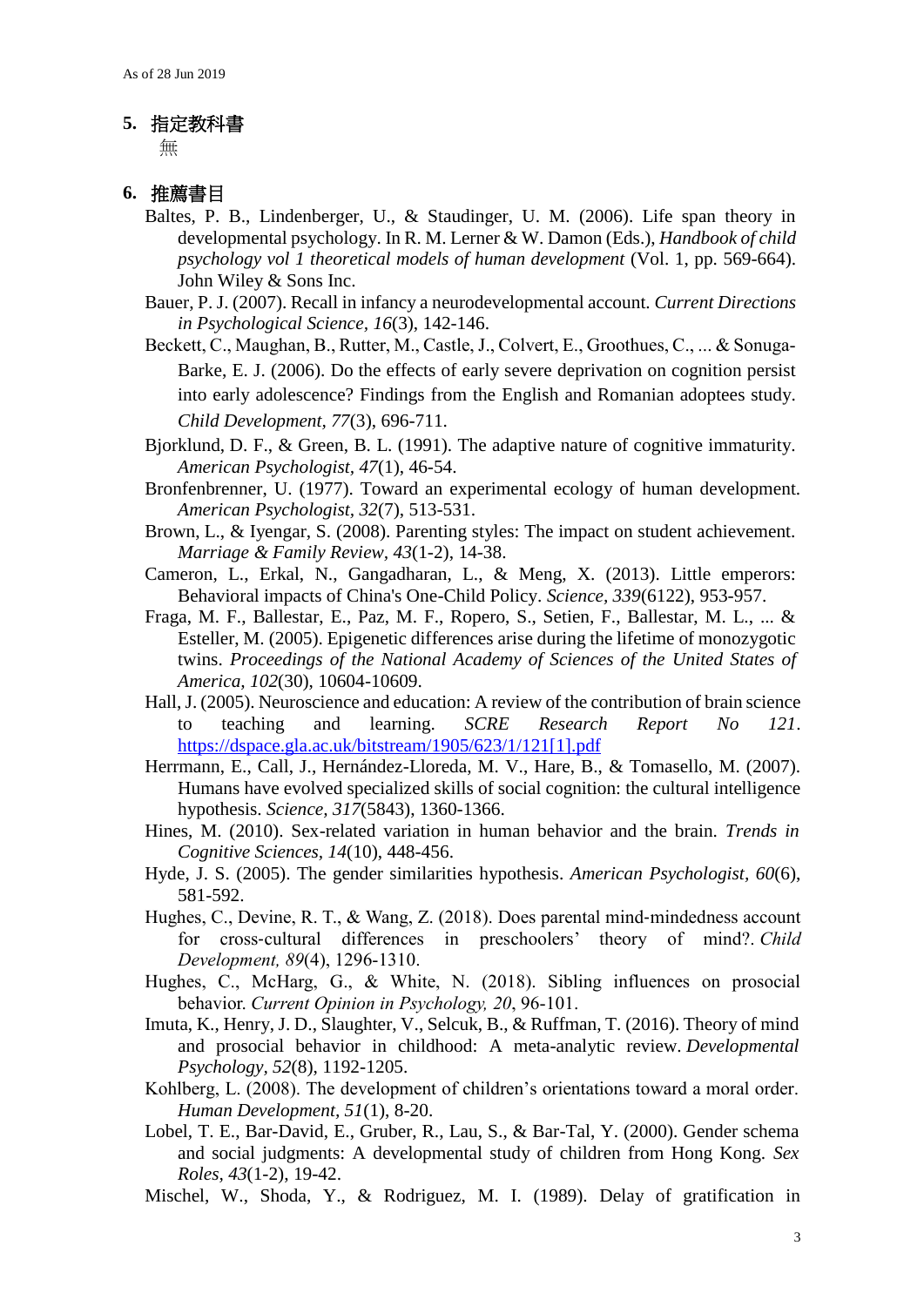## 5. 指定教科書

無

## 6. 推薦書目

Baltes, P. B., Lindenberger, U., & Staudinger, U. M. (2006). Life span theory in developmental psychology. In R. M. Lerner & W. Damon (Eds.), *Handbook of child psychology vol 1 theoretical models of human development* (Vol. 1, pp. 569-664). John Wiley & Sons Inc.

Bauer, P. J. (2007). Recall in infancy a neurodevelopmental account. *Current Directions in Psychological Science, 16*(3), 142-146.

Beckett, C., Maughan, B., Rutter, M., Castle, J., Colvert, E., Groothues, C., ... & Sonuga-Barke, E. J. (2006). Do the effects of early severe deprivation on cognition persist into early adolescence? Findings from the English and Romanian adoptees study. *Child Development, 77*(3), 696-711.

Bjorklund, D. F., & Green, B. L. (1991). The adaptive nature of cognitive immaturity. *American Psychologist, 47*(1), 46-54.

Bronfenbrenner, U. (1977). Toward an experimental ecology of human development. *American Psychologist, 32*(7), 513-531.

Brown, L., & Iyengar, S. (2008). Parenting styles: The impact on student achievement. *Marriage & Family Review, 43*(1-2), 14-38.

Cameron, L., Erkal, N., Gangadharan, L., & Meng, X. (2013). Little emperors: Behavioral impacts of China's One-Child Policy. *Science, 339*(6122), 953-957.

Fraga, M. F., Ballestar, E., Paz, M. F., Ropero, S., Setien, F., Ballestar, M. L., ... & Esteller, M. (2005). Epigenetic differences arise during the lifetime of monozygotic twins. *Proceedings of the National Academy of Sciences of the United States of America, 102*(30), 10604-10609.

Hall, J. (2005). Neuroscience and education: A review of the contribution of brain science to teaching and learning. *SCRE Research Report No 121*. https://dspace.gla.ac.uk/bitstream/1905/623/1/121[1].pdf

Herrmann, E., Call, J., Hernández-Lloreda, M. V., Hare, B., & Tomasello, M. (2007). Humans have evolved specialized skills of social cognition: the cultural intelligence hypothesis. *Science, 317*(5843), 1360-1366.

Hines, M. (2010). Sex-related variation in human behavior and the brain. *Trends in Cognitive Sciences, 14*(10), 448-456.

Hyde, J. S. (2005). The gender similarities hypothesis. *American Psychologist, 60*(6), 581-592.

Hughes, C., Devine, R. T., & Wang, Z. (2018). Does parental mind‐mindedness account for cross‐cultural differences in preschoolers' theory of mind?. *Child Development, 89*(4), 1296-1310.

Hughes, C., McHarg, G., & White, N. (2018). Sibling influences on prosocial behavior. *Current Opinion in Psychology, 20*, 96-101.

Imuta, K., Henry, J. D., Slaughter, V., Selcuk, B., & Ruffman, T. (2016). Theory of mind and prosocial behavior in childhood: A meta-analytic review. *Developmental Psychology, 52*(8), 1192-1205.

Kohlberg, L. (2008). The development of children's orientations toward a moral order. *Human Development, 51*(1), 8-20.

Lobel, T. E., Bar-David, E., Gruber, R., Lau, S., & Bar-Tal, Y. (2000). Gender schema and social judgments: A developmental study of children from Hong Kong. *Sex Roles, 43*(1-2), 19-42.

Mischel, W., Shoda, Y., & Rodriguez, M. I. (1989). Delay of gratification in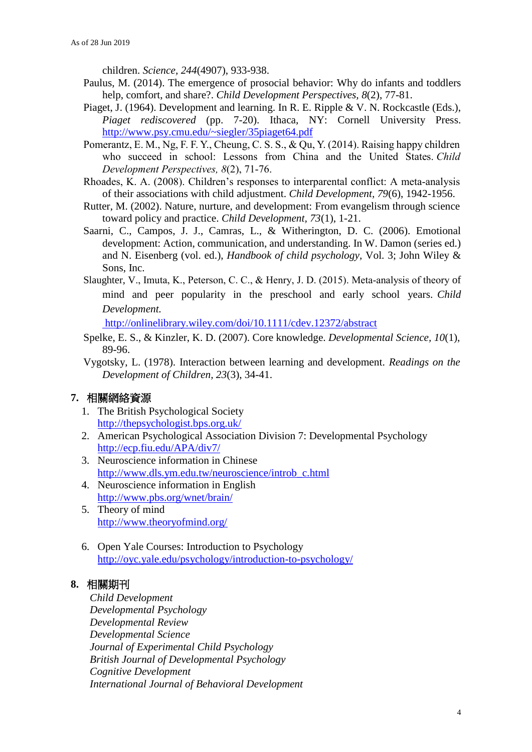children. *Science, 244*(4907), 933-938.

Paulus, M. (2014). The emergence of prosocial behavior: Why do infants and toddlers help, comfort, and share?. *Child Development Perspectives, 8*(2), 77-81.

Piaget, J. (1964). Development and learning. In R. E. Ripple & V. N. Rockcastle (Eds.), *Piaget rediscovered* (pp. 7-20). Ithaca, NY: Cornell University Press. http://www.psy.cmu.edu/~siegler/35piaget64.pdf

Pomerantz, E. M., Ng, F. F. Y., Cheung, C. S. S., & Qu, Y. (2014). Raising happy children who succeed in school: Lessons from China and the United States. *Child Development Perspectives, 8*(2), 71-76.

Rhoades, K. A. (2008). Children's responses to interparental conflict: A meta-analysis of their associations with child adjustment. *Child Development, 79*(6), 1942-1956.

Rutter, M. (2002). Nature, nurture, and development: From evangelism through science toward policy and practice. *Child Development, 73*(1), 1-21.

Saarni, C., Campos, J. J., Camras, L., & Witherington, D. C. (2006). Emotional development: Action, communication, and understanding. In W. Damon (series ed.) and N. Eisenberg (vol. ed.), *Handbook of child psychology*, Vol. 3; John Wiley & Sons, Inc.

Slaughter, V., Imuta, K., Peterson, C. C., & Henry, J. D. (2015). Meta-analysis of theory of mind and peer popularity in the preschool and early school years. *Child Development.* http://onlinelibrary.wiley.com/doi/10.1111/cdev.12372/abstract

Spelke, E. S., & Kinzler, K. D. (2007). Core knowledge. *Developmental Science, 10*(1), 89-96.

Vygotsky, L. (1978). Interaction between learning and development. *Readings on the Development of Children, 23*(3), 34-41.

## 7. 相關網絡資源

1. The British Psychological Society
   http://thepsychologist.bps.org.uk/
2. American Psychological Association Division 7: Developmental Psychology
   http://ecp.fiu.edu/APA/div7/
3. Neuroscience information in Chinese
   http://www.dls.ym.edu.tw/neuroscience/introb_c.html
4. Neuroscience information in English
   http://www.pbs.org/wnet/brain/
5. Theory of mind
   http://www.theoryofmind.org/
6. Open Yale Courses: Introduction to Psychology
   http://oyc.yale.edu/psychology/introduction-to-psychology/

## 8. 相關期刊

*Child Development*
*Developmental Psychology*
*Developmental Review*
*Developmental Science*
*Journal of Experimental Child Psychology*
*British Journal of Developmental Psychology*
*Cognitive Development*
*International Journal of Behavioral Development*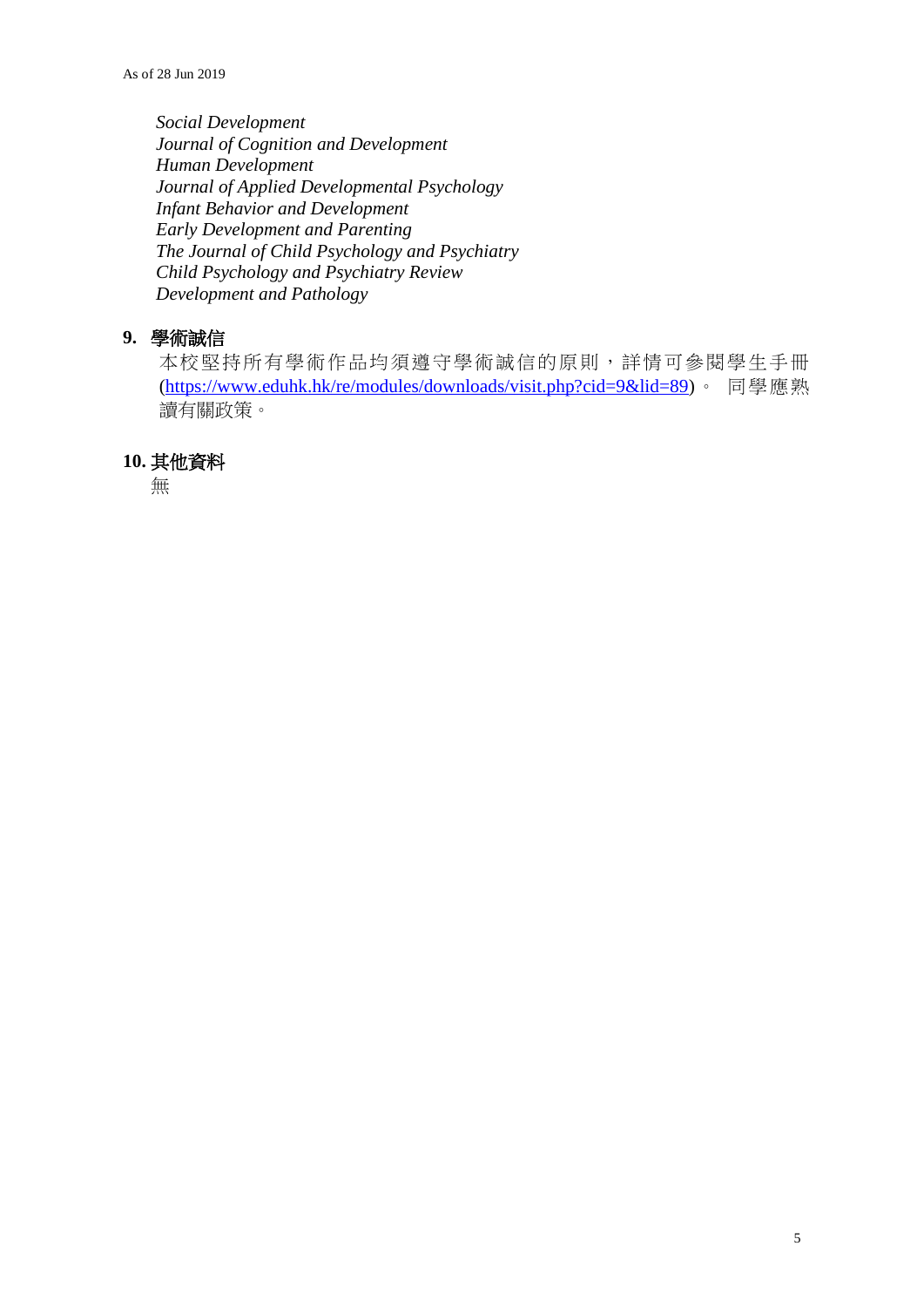*Social Development*
*Journal of Cognition and Development*
*Human Development*
*Journal of Applied Developmental Psychology*
*Infant Behavior and Development*
*Early Development and Parenting*
*The Journal of Child Psychology and Psychiatry*
*Child Psychology and Psychiatry Review*
*Development and Pathology*

## 9. 學術誠信

本校堅持所有學術作品均須遵守學術誠信的原則，詳情可參閱學生手冊 (https://www.eduhk.hk/re/modules/downloads/visit.php?cid=9&lid=89)。 同學應熟讀有關政策。

## 10. 其他資料

無